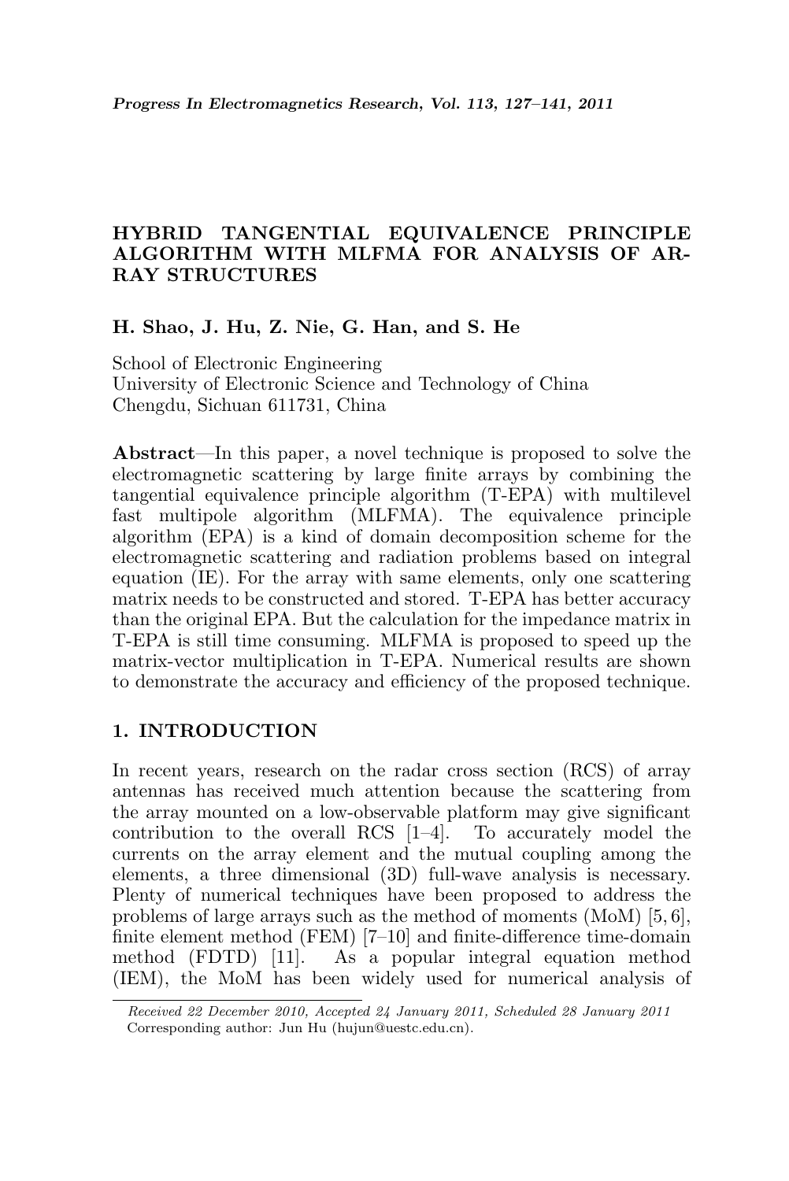# HYBRID TANGENTIAL EQUIVALENCE PRINCIPLE ALGORITHM WITH MLFMA FOR ANALYSIS OF ARRAY STRUCTURES

**H. Shao, J. Hu, Z. Nie, G. Han, and S. He**

School of Electronic Engineering
University of Electronic Science and Technology of China
Chengdu, Sichuan 611731, China

**Abstract**—In this paper, a novel technique is proposed to solve the electromagnetic scattering by large finite arrays by combining the tangential equivalence principle algorithm (T-EPA) with multilevel fast multipole algorithm (MLFMA). The equivalence principle algorithm (EPA) is a kind of domain decomposition scheme for the electromagnetic scattering and radiation problems based on integral equation (IE). For the array with same elements, only one scattering matrix needs to be constructed and stored. T-EPA has better accuracy than the original EPA. But the calculation for the impedance matrix in T-EPA is still time consuming. MLFMA is proposed to speed up the matrix-vector multiplication in T-EPA. Numerical results are shown to demonstrate the accuracy and efficiency of the proposed technique.

## 1. INTRODUCTION

In recent years, research on the radar cross section (RCS) of array antennas has received much attention because the scattering from the array mounted on a low-observable platform may give significant contribution to the overall RCS [1–4]. To accurately model the currents on the array element and the mutual coupling among the elements, a three dimensional (3D) full-wave analysis is necessary. Plenty of numerical techniques have been proposed to address the problems of large arrays such as the method of moments (MoM) [5, 6], finite element method (FEM) [7–10] and finite-difference time-domain method (FDTD) [11]. As a popular integral equation method (IEM), the MoM has been widely used for numerical analysis of

*Received 22 December 2010, Accepted 24 January 2011, Scheduled 28 January 2011*
Corresponding author: Jun Hu (hujun@uestc.edu.cn).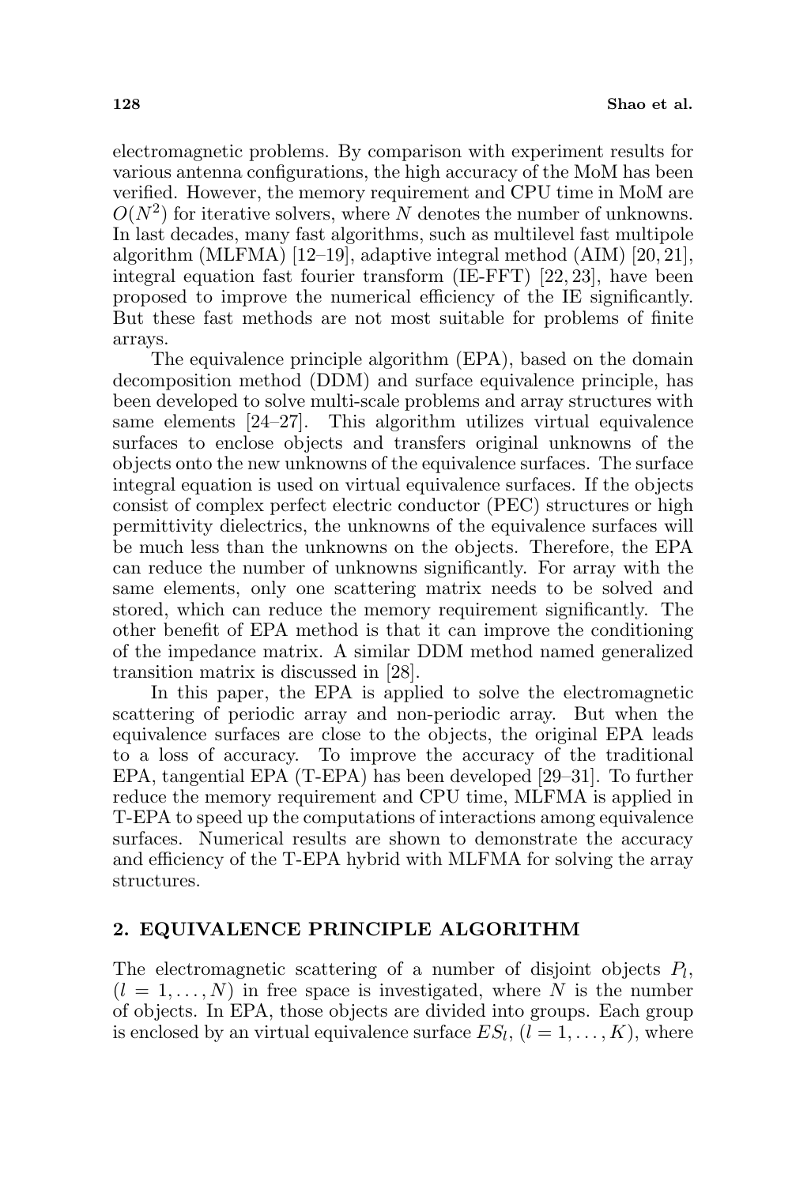electromagnetic problems. By comparison with experiment results for various antenna configurations, the high accuracy of the MoM has been verified. However, the memory requirement and CPU time in MoM are $O(N^2)$ for iterative solvers, where $N$ denotes the number of unknowns. In last decades, many fast algorithms, such as multilevel fast multipole algorithm (MLFMA) [12–19], adaptive integral method (AIM) [20, 21], integral equation fast fourier transform (IE-FFT) [22, 23], have been proposed to improve the numerical efficiency of the IE significantly. But these fast methods are not most suitable for problems of finite arrays.

The equivalence principle algorithm (EPA), based on the domain decomposition method (DDM) and surface equivalence principle, has been developed to solve multi-scale problems and array structures with same elements [24–27]. This algorithm utilizes virtual equivalence surfaces to enclose objects and transfers original unknowns of the objects onto the new unknowns of the equivalence surfaces. The surface integral equation is used on virtual equivalence surfaces. If the objects consist of complex perfect electric conductor (PEC) structures or high permittivity dielectrics, the unknowns of the equivalence surfaces will be much less than the unknowns on the objects. Therefore, the EPA can reduce the number of unknowns significantly. For array with the same elements, only one scattering matrix needs to be solved and stored, which can reduce the memory requirement significantly. The other benefit of EPA method is that it can improve the conditioning of the impedance matrix. A similar DDM method named generalized transition matrix is discussed in [28].

In this paper, the EPA is applied to solve the electromagnetic scattering of periodic array and non-periodic array. But when the equivalence surfaces are close to the objects, the original EPA leads to a loss of accuracy. To improve the accuracy of the traditional EPA, tangential EPA (T-EPA) has been developed [29–31]. To further reduce the memory requirement and CPU time, MLFMA is applied in T-EPA to speed up the computations of interactions among equivalence surfaces. Numerical results are shown to demonstrate the accuracy and efficiency of the T-EPA hybrid with MLFMA for solving the array structures.

## 2. EQUIVALENCE PRINCIPLE ALGORITHM

The electromagnetic scattering of a number of disjoint objects $P_l$, $(l = 1, \ldots, N)$ in free space is investigated, where $N$ is the number of objects. In EPA, those objects are divided into groups. Each group is enclosed by an virtual equivalence surface $ES_l$, $(l = 1, \ldots, K)$, where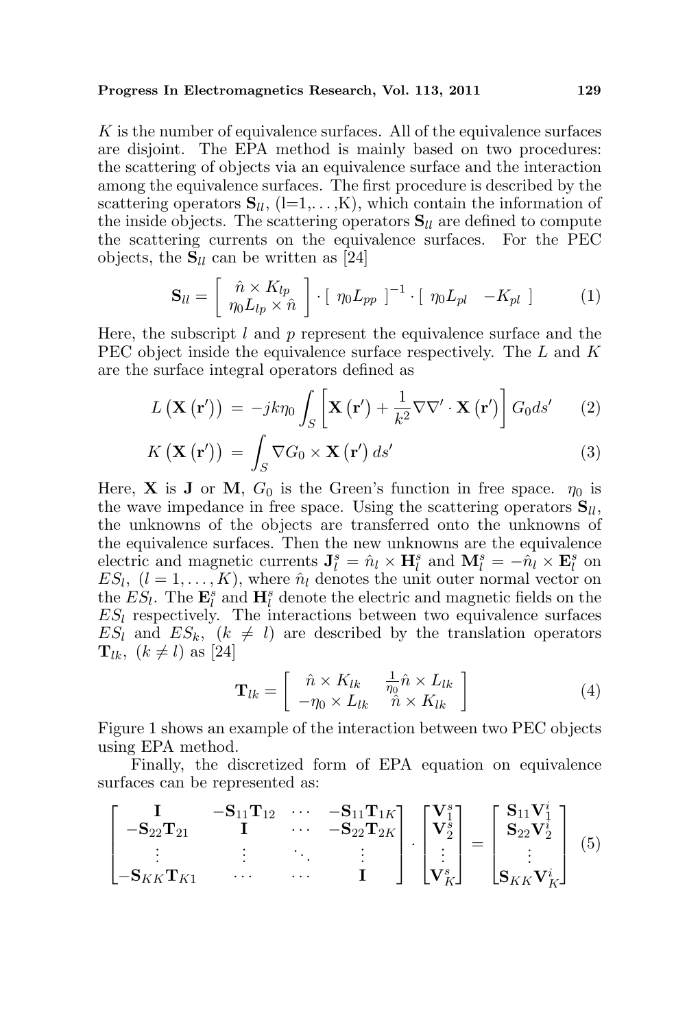$K$ is the number of equivalence surfaces. All of the equivalence surfaces are disjoint. The EPA method is mainly based on two procedures: the scattering of objects via an equivalence surface and the interaction among the equivalence surfaces. The first procedure is described by the scattering operators $\mathbf{S}_{ll}$, (l=1,...,K), which contain the information of the inside objects. The scattering operators $\mathbf{S}_{ll}$ are defined to compute the scattering currents on the equivalence surfaces. For the PEC objects, the $\mathbf{S}_{ll}$ can be written as [24]

$$\mathbf{S}_{ll} = \begin{bmatrix} \hat{n} \times K_{lp} \\ \eta_0 L_{lp} \times \hat{n} \end{bmatrix} \cdot \begin{bmatrix} \eta_0 L_{pp} \end{bmatrix}^{-1} \cdot \begin{bmatrix} \eta_0 L_{pl} & -K_{pl} \end{bmatrix} \tag{1}$$

Here, the subscript $l$ and $p$ represent the equivalence surface and the PEC object inside the equivalence surface respectively. The $L$ and $K$ are the surface integral operators defined as

$$L\left(\mathbf{X}\left(\mathbf{r}'\right)\right) = -jk\eta_0 \int_S \left[\mathbf{X}\left(\mathbf{r}'\right) + \frac{1}{k^2}\nabla\nabla' \cdot \mathbf{X}\left(\mathbf{r}'\right)\right] G_0 ds' \tag{2}$$

$$K\left(\mathbf{X}\left(\mathbf{r}'\right)\right) = \int_S \nabla G_0 \times \mathbf{X}\left(\mathbf{r}'\right) ds' \tag{3}$$

Here, $\mathbf{X}$ is $\mathbf{J}$ or $\mathbf{M}$, $G_0$ is the Green's function in free space. $\eta_0$ is the wave impedance in free space. Using the scattering operators $\mathbf{S}_{ll}$, the unknowns of the objects are transferred onto the unknowns of the equivalence surfaces. Then the new unknowns are the equivalence electric and magnetic currents $\mathbf{J}_l^s = \hat{n}_l \times \mathbf{H}_l^s$ and $\mathbf{M}_l^s = -\hat{n}_l \times \mathbf{E}_l^s$ on $ES_l$, $(l = 1, \ldots, K)$, where $\hat{n}_l$ denotes the unit outer normal vector on the $ES_l$. The $\mathbf{E}_l^s$ and $\mathbf{H}_l^s$ denote the electric and magnetic fields on the $ES_l$ respectively. The interactions between two equivalence surfaces $ES_l$ and $ES_k$, $(k \neq l)$ are described by the translation operators $\mathbf{T}_{lk}$, $(k \neq l)$ as [24]

$$\mathbf{T}_{lk} = \begin{bmatrix} \hat{n} \times K_{lk} & \frac{1}{\eta_0}\hat{n} \times L_{lk} \\ -\eta_0 \times L_{lk} & \hat{n} \times K_{lk} \end{bmatrix} \tag{4}$$

Figure 1 shows an example of the interaction between two PEC objects using EPA method.

Finally, the discretized form of EPA equation on equivalence surfaces can be represented as:

$$\begin{bmatrix} \mathbf{I} & -\mathbf{S}_{11}\mathbf{T}_{12} & \cdots & -\mathbf{S}_{11}\mathbf{T}_{1K} \\ -\mathbf{S}_{22}\mathbf{T}_{21} & \mathbf{I} & \cdots & -\mathbf{S}_{22}\mathbf{T}_{2K} \\ \vdots & \vdots & \ddots & \vdots \\ -\mathbf{S}_{KK}\mathbf{T}_{K1} & \cdots & \cdots & \mathbf{I} \end{bmatrix} \cdot \begin{bmatrix} \mathbf{V}_1^s \\ \mathbf{V}_2^s \\ \vdots \\ \mathbf{V}_K^s \end{bmatrix} = \begin{bmatrix} \mathbf{S}_{11}\mathbf{V}_1^i \\ \mathbf{S}_{22}\mathbf{V}_2^i \\ \vdots \\ \mathbf{S}_{KK}\mathbf{V}_K^i \end{bmatrix} \tag{5}$$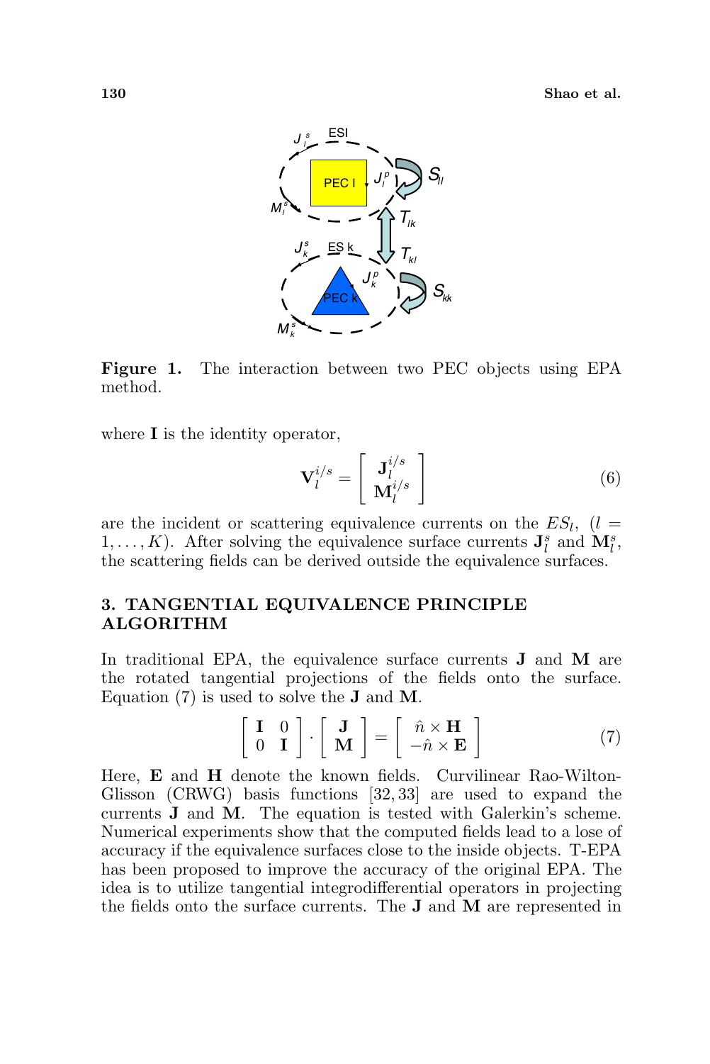**Figure 1.** The interaction between two PEC objects using EPA method.

where **I** is the identity operator,

$$\mathbf{V}_l^{i/s} = \begin{bmatrix} \mathbf{J}_l^{i/s} \\ \mathbf{M}_l^{i/s} \end{bmatrix} \tag{6}$$

are the incident or scattering equivalence currents on the $ES_l$, $(l = 1, \ldots, K)$. After solving the equivalence surface currents $\mathbf{J}_l^s$ and $\mathbf{M}_l^s$, the scattering fields can be derived outside the equivalence surfaces.

## 3. TANGENTIAL EQUIVALENCE PRINCIPLE ALGORITHM

In traditional EPA, the equivalence surface currents **J** and **M** are the rotated tangential projections of the fields onto the surface. Equation (7) is used to solve the **J** and **M**.

$$\begin{bmatrix} \mathbf{I} & 0 \\ 0 & \mathbf{I} \end{bmatrix} \cdot \begin{bmatrix} \mathbf{J} \\ \mathbf{M} \end{bmatrix} = \begin{bmatrix} \hat{n} \times \mathbf{H} \\ -\hat{n} \times \mathbf{E} \end{bmatrix} \tag{7}$$

Here, **E** and **H** denote the known fields. Curvilinear Rao-Wilton-Glisson (CRWG) basis functions [32, 33] are used to expand the currents **J** and **M**. The equation is tested with Galerkin's scheme. Numerical experiments show that the computed fields lead to a lose of accuracy if the equivalence surfaces close to the inside objects. T-EPA has been proposed to improve the accuracy of the original EPA. The idea is to utilize tangential integrodifferential operators in projecting the fields onto the surface currents. The **J** and **M** are represented in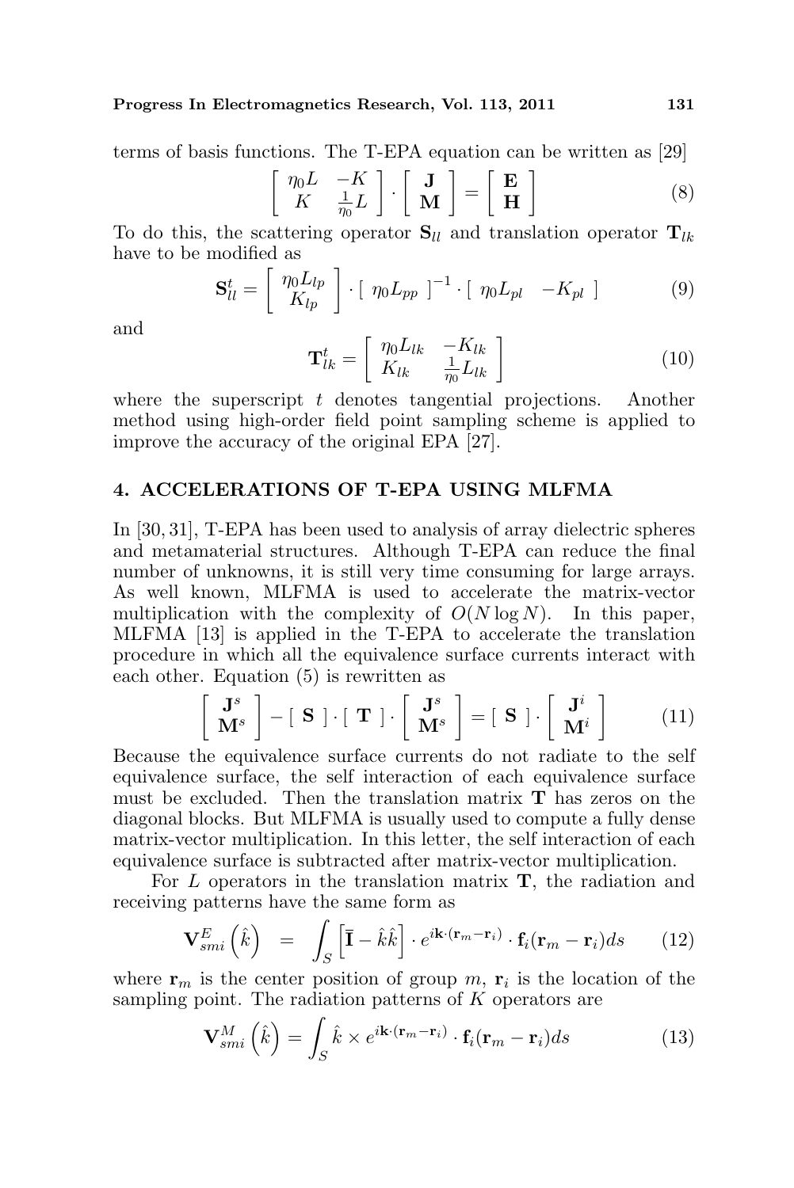terms of basis functions. The T-EPA equation can be written as [29]

$$\begin{bmatrix} \eta_0 L & -K \\ K & \frac{1}{\eta_0} L \end{bmatrix} \cdot \begin{bmatrix} \mathbf{J} \\ \mathbf{M} \end{bmatrix} = \begin{bmatrix} \mathbf{E} \\ \mathbf{H} \end{bmatrix} \tag{8}$$

To do this, the scattering operator $\mathbf{S}_{ll}$ and translation operator $\mathbf{T}_{lk}$ have to be modified as

$$\mathbf{S}_{ll}^{t} = \begin{bmatrix} \eta_0 L_{lp} \\ K_{lp} \end{bmatrix} \cdot \begin{bmatrix} \eta_0 L_{pp} \end{bmatrix}^{-1} \cdot \begin{bmatrix} \eta_0 L_{pl} & -K_{pl} \end{bmatrix} \tag{9}$$

and

$$\mathbf{T}_{lk}^{t} = \begin{bmatrix} \eta_0 L_{lk} & -K_{lk} \\ K_{lk} & \frac{1}{\eta_0} L_{lk} \end{bmatrix} \tag{10}$$

where the superscript $t$ denotes tangential projections. Another method using high-order field point sampling scheme is applied to improve the accuracy of the original EPA [27].

## 4. ACCELERATIONS OF T-EPA USING MLFMA

In [30, 31], T-EPA has been used to analysis of array dielectric spheres and metamaterial structures. Although T-EPA can reduce the final number of unknowns, it is still very time consuming for large arrays. As well known, MLFMA is used to accelerate the matrix-vector multiplication with the complexity of $O(N \log N)$. In this paper, MLFMA [13] is applied in the T-EPA to accelerate the translation procedure in which all the equivalence surface currents interact with each other. Equation (5) is rewritten as

$$\begin{bmatrix} \mathbf{J}^s \\ \mathbf{M}^s \end{bmatrix} - \begin{bmatrix} \mathbf{S} \end{bmatrix} \cdot \begin{bmatrix} \mathbf{T} \end{bmatrix} \cdot \begin{bmatrix} \mathbf{J}^s \\ \mathbf{M}^s \end{bmatrix} = \begin{bmatrix} \mathbf{S} \end{bmatrix} \cdot \begin{bmatrix} \mathbf{J}^i \\ \mathbf{M}^i \end{bmatrix} \tag{11}$$

Because the equivalence surface currents do not radiate to the self equivalence surface, the self interaction of each equivalence surface must be excluded. Then the translation matrix $\mathbf{T}$ has zeros on the diagonal blocks. But MLFMA is usually used to compute a fully dense matrix-vector multiplication. In this letter, the self interaction of each equivalence surface is subtracted after matrix-vector multiplication.

For $L$ operators in the translation matrix $\mathbf{T}$, the radiation and receiving patterns have the same form as

$$\mathbf{V}_{smi}^{E}\left(\hat{k}\right) = \int_S \left[\bar{\mathbf{I}} - \hat{k}\hat{k}\right] \cdot e^{i\mathbf{k}\cdot(\mathbf{r}_m - \mathbf{r}_i)} \cdot \mathbf{f}_i(\mathbf{r}_m - \mathbf{r}_i) ds \tag{12}$$

where $\mathbf{r}_m$ is the center position of group $m$, $\mathbf{r}_i$ is the location of the sampling point. The radiation patterns of $K$ operators are

$$\mathbf{V}_{smi}^{M}\left(\hat{k}\right) = \int_S \hat{k} \times e^{i\mathbf{k}\cdot(\mathbf{r}_m - \mathbf{r}_i)} \cdot \mathbf{f}_i(\mathbf{r}_m - \mathbf{r}_i) ds \tag{13}$$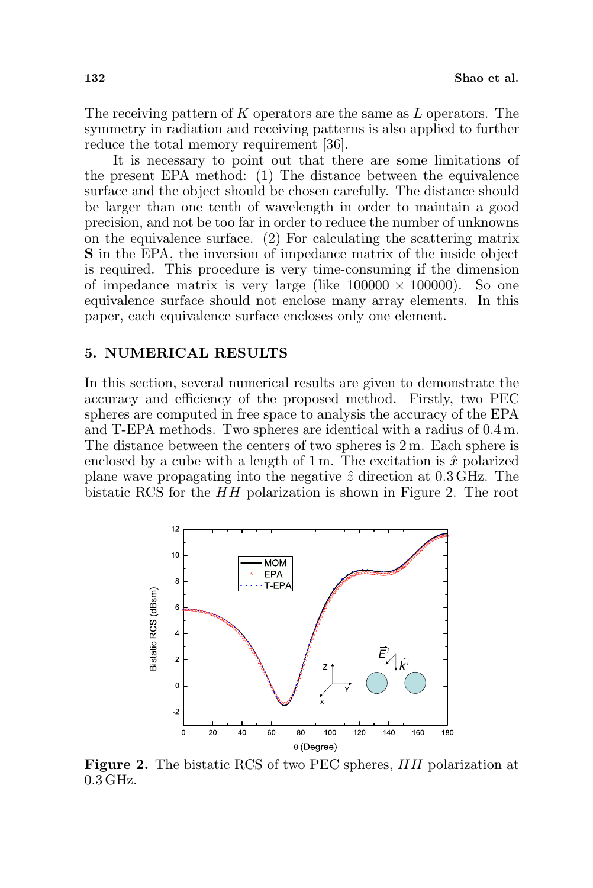The receiving pattern of $K$ operators are the same as $L$ operators. The symmetry in radiation and receiving patterns is also applied to further reduce the total memory requirement [36].

It is necessary to point out that there are some limitations of the present EPA method: (1) The distance between the equivalence surface and the object should be chosen carefully. The distance should be larger than one tenth of wavelength in order to maintain a good precision, and not be too far in order to reduce the number of unknowns on the equivalence surface. (2) For calculating the scattering matrix **S** in the EPA, the inversion of impedance matrix of the inside object is required. This procedure is very time-consuming if the dimension of impedance matrix is very large (like $100000 \times 100000$). So one equivalence surface should not enclose many array elements. In this paper, each equivalence surface encloses only one element.

## 5. NUMERICAL RESULTS

In this section, several numerical results are given to demonstrate the accuracy and efficiency of the proposed method. Firstly, two PEC spheres are computed in free space to analysis the accuracy of the EPA and T-EPA methods. Two spheres are identical with a radius of 0.4 m. The distance between the centers of two spheres is 2 m. Each sphere is enclosed by a cube with a length of 1 m. The excitation is $\hat{x}$ polarized plane wave propagating into the negative $\hat{z}$ direction at 0.3 GHz. The bistatic RCS for the $HH$ polarization is shown in Figure 2. The root

**Figure 2.** The bistatic RCS of two PEC spheres, $HH$ polarization at 0.3 GHz.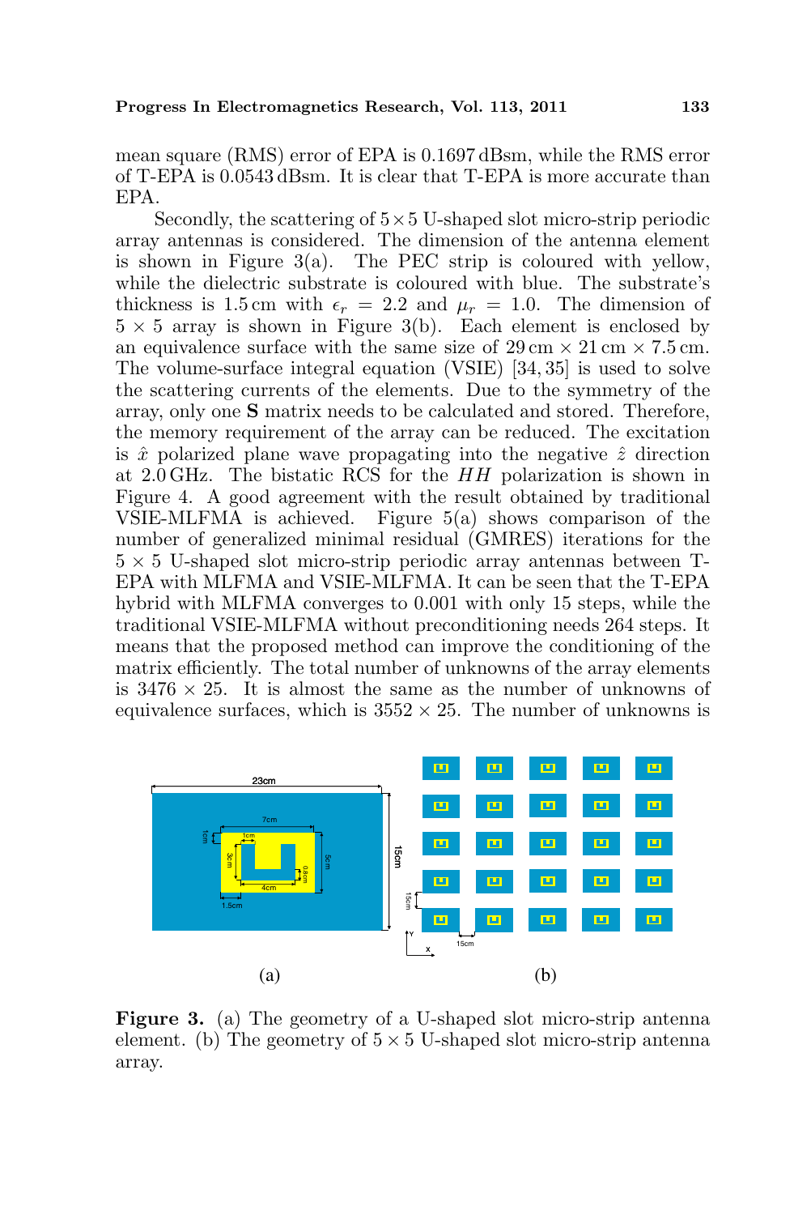mean square (RMS) error of EPA is 0.1697 dBsm, while the RMS error of T-EPA is 0.0543 dBsm. It is clear that T-EPA is more accurate than EPA.

Secondly, the scattering of $5 \times 5$ U-shaped slot micro-strip periodic array antennas is considered. The dimension of the antenna element is shown in Figure 3(a). The PEC strip is coloured with yellow, while the dielectric substrate is coloured with blue. The substrate's thickness is 1.5 cm with $\epsilon_r = 2.2$ and $\mu_r = 1.0$. The dimension of $5 \times 5$ array is shown in Figure 3(b). Each element is enclosed by an equivalence surface with the same size of 29 cm $\times$ 21 cm $\times$ 7.5 cm. The volume-surface integral equation (VSIE) [34, 35] is used to solve the scattering currents of the elements. Due to the symmetry of the array, only one **S** matrix needs to be calculated and stored. Therefore, the memory requirement of the array can be reduced. The excitation is $\hat{x}$ polarized plane wave propagating into the negative $\hat{z}$ direction at 2.0 GHz. The bistatic RCS for the $HH$ polarization is shown in Figure 4. A good agreement with the result obtained by traditional VSIE-MLFMA is achieved. Figure 5(a) shows comparison of the number of generalized minimal residual (GMRES) iterations for the $5 \times 5$ U-shaped slot micro-strip periodic array antennas between T-EPA with MLFMA and VSIE-MLFMA. It can be seen that the T-EPA hybrid with MLFMA converges to 0.001 with only 15 steps, while the traditional VSIE-MLFMA without preconditioning needs 264 steps. It means that the proposed method can improve the conditioning of the matrix efficiently. The total number of unknowns of the array elements is 3476 $\times$ 25. It is almost the same as the number of unknowns of equivalence surfaces, which is 3552 $\times$ 25. The number of unknowns is

**Figure 3.** (a) The geometry of a U-shaped slot micro-strip antenna element. (b) The geometry of $5 \times 5$ U-shaped slot micro-strip antenna array.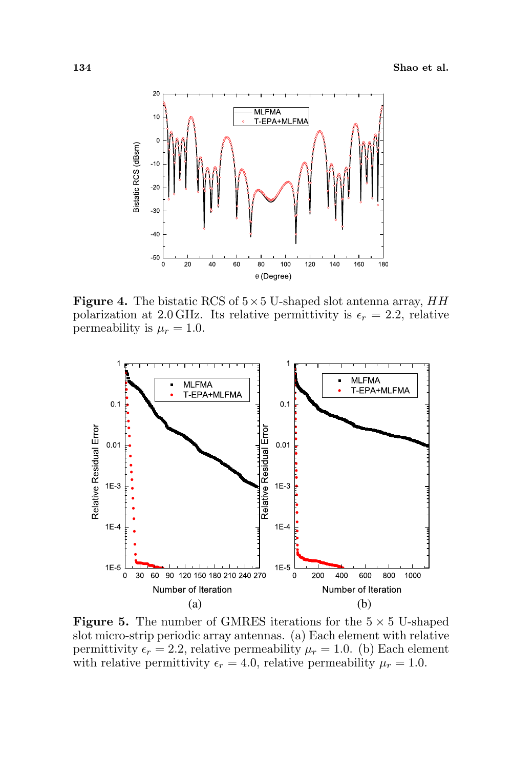**Figure 4.** The bistatic RCS of $5 \times 5$ U-shaped slot antenna array, $HH$ polarization at 2.0 GHz. Its relative permittivity is $\epsilon_r = 2.2$, relative permeability is $\mu_r = 1.0$.

**Figure 5.** The number of GMRES iterations for the $5 \times 5$ U-shaped slot micro-strip periodic array antennas. (a) Each element with relative permittivity $\epsilon_r = 2.2$, relative permeability $\mu_r = 1.0$. (b) Each element with relative permittivity $\epsilon_r = 4.0$, relative permeability $\mu_r = 1.0$.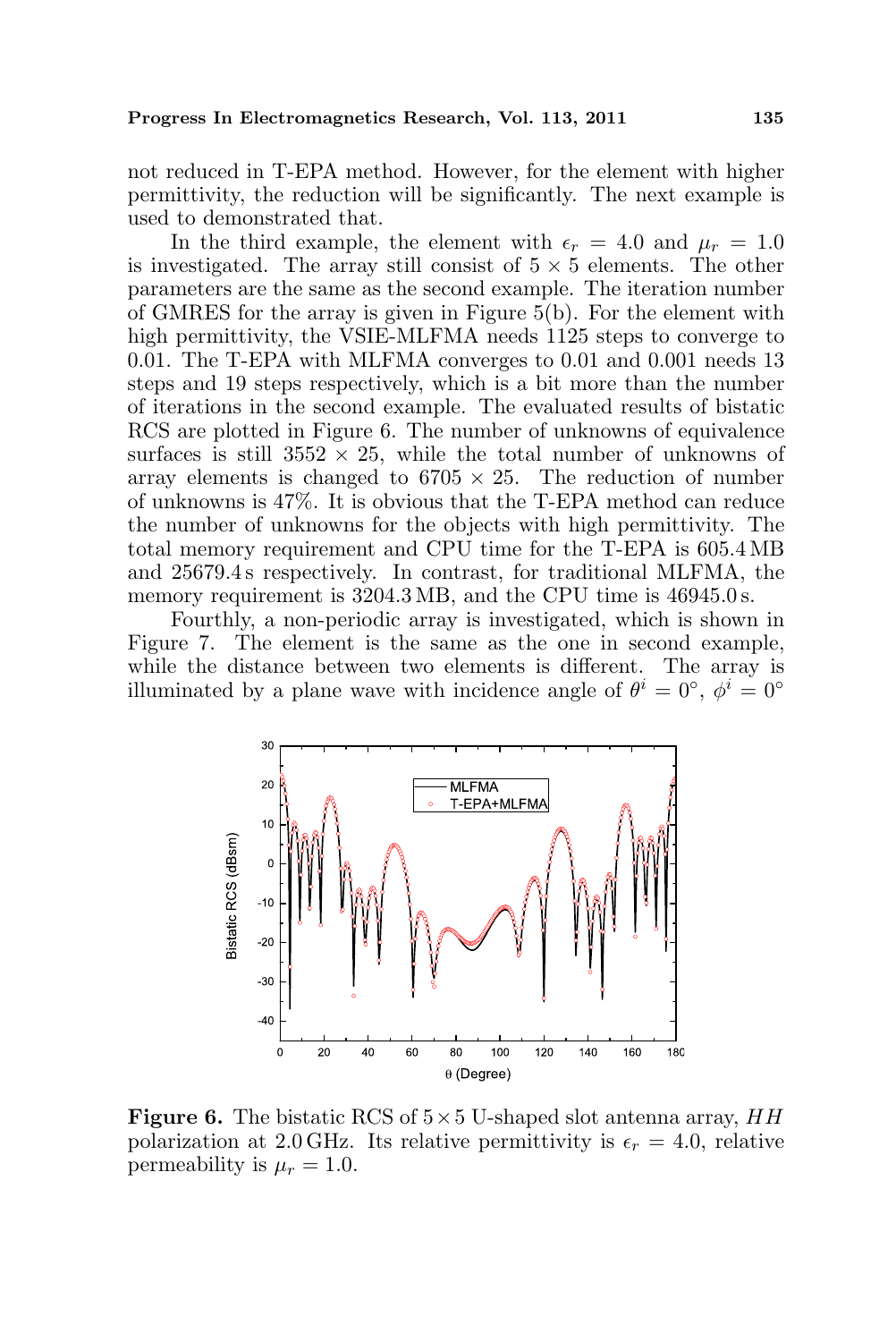not reduced in T-EPA method. However, for the element with higher permittivity, the reduction will be significantly. The next example is used to demonstrated that.

In the third example, the element with $\epsilon_r = 4.0$ and $\mu_r = 1.0$ is investigated. The array still consist of $5 \times 5$ elements. The other parameters are the same as the second example. The iteration number of GMRES for the array is given in Figure 5(b). For the element with high permittivity, the VSIE-MLFMA needs 1125 steps to converge to 0.01. The T-EPA with MLFMA converges to 0.01 and 0.001 needs 13 steps and 19 steps respectively, which is a bit more than the number of iterations in the second example. The evaluated results of bistatic RCS are plotted in Figure 6. The number of unknowns of equivalence surfaces is still $3552 \times 25$, while the total number of unknowns of array elements is changed to $6705 \times 25$. The reduction of number of unknowns is 47%. It is obvious that the T-EPA method can reduce the number of unknowns for the objects with high permittivity. The total memory requirement and CPU time for the T-EPA is 605.4 MB and 25679.4 s respectively. In contrast, for traditional MLFMA, the memory requirement is 3204.3 MB, and the CPU time is 46945.0 s.

Fourthly, a non-periodic array is investigated, which is shown in Figure 7. The element is the same as the one in second example, while the distance between two elements is different. The array is illuminated by a plane wave with incidence angle of $\theta^i = 0°$, $\phi^i = 0°$

**Figure 6.** The bistatic RCS of $5 \times 5$ U-shaped slot antenna array, $HH$ polarization at 2.0 GHz. Its relative permittivity is $\epsilon_r = 4.0$, relative permeability is $\mu_r = 1.0$.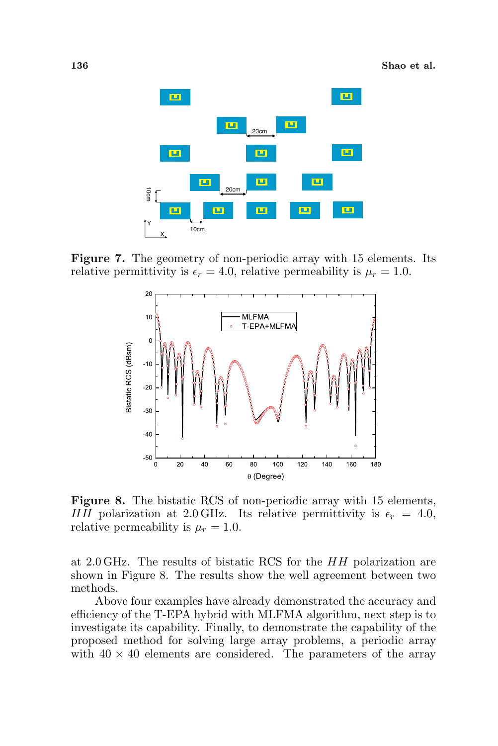**Figure 7.** The geometry of non-periodic array with 15 elements. Its relative permittivity is $\epsilon_r = 4.0$, relative permeability is $\mu_r = 1.0$.

**Figure 8.** The bistatic RCS of non-periodic array with 15 elements, $HH$ polarization at 2.0 GHz. Its relative permittivity is $\epsilon_r = 4.0$, relative permeability is $\mu_r = 1.0$.

at 2.0 GHz. The results of bistatic RCS for the $HH$ polarization are shown in Figure 8. The results show the well agreement between two methods.

Above four examples have already demonstrated the accuracy and efficiency of the T-EPA hybrid with MLFMA algorithm, next step is to investigate its capability. Finally, to demonstrate the capability of the proposed method for solving large array problems, a periodic array with $40 \times 40$ elements are considered. The parameters of the array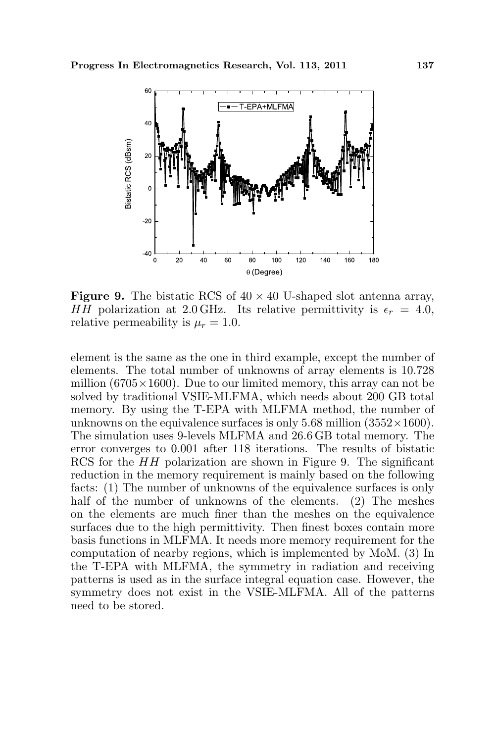**Figure 9.** The bistatic RCS of $40 \times 40$ U-shaped slot antenna array, $HH$ polarization at 2.0 GHz. Its relative permittivity is $\epsilon_r = 4.0$, relative permeability is $\mu_r = 1.0$.

element is the same as the one in third example, except the number of elements. The total number of unknowns of array elements is 10.728 million ($6705 \times 1600$). Due to our limited memory, this array can not be solved by traditional VSIE-MLFMA, which needs about 200 GB total memory. By using the T-EPA with MLFMA method, the number of unknowns on the equivalence surfaces is only 5.68 million ($3552 \times 1600$). The simulation uses 9-levels MLFMA and 26.6 GB total memory. The error converges to 0.001 after 118 iterations. The results of bistatic RCS for the $HH$ polarization are shown in Figure 9. The significant reduction in the memory requirement is mainly based on the following facts: (1) The number of unknowns of the equivalence surfaces is only half of the number of unknowns of the elements. (2) The meshes on the elements are much finer than the meshes on the equivalence surfaces due to the high permittivity. Then finest boxes contain more basis functions in MLFMA. It needs more memory requirement for the computation of nearby regions, which is implemented by MoM. (3) In the T-EPA with MLFMA, the symmetry in radiation and receiving patterns is used as in the surface integral equation case. However, the symmetry does not exist in the VSIE-MLFMA. All of the patterns need to be stored.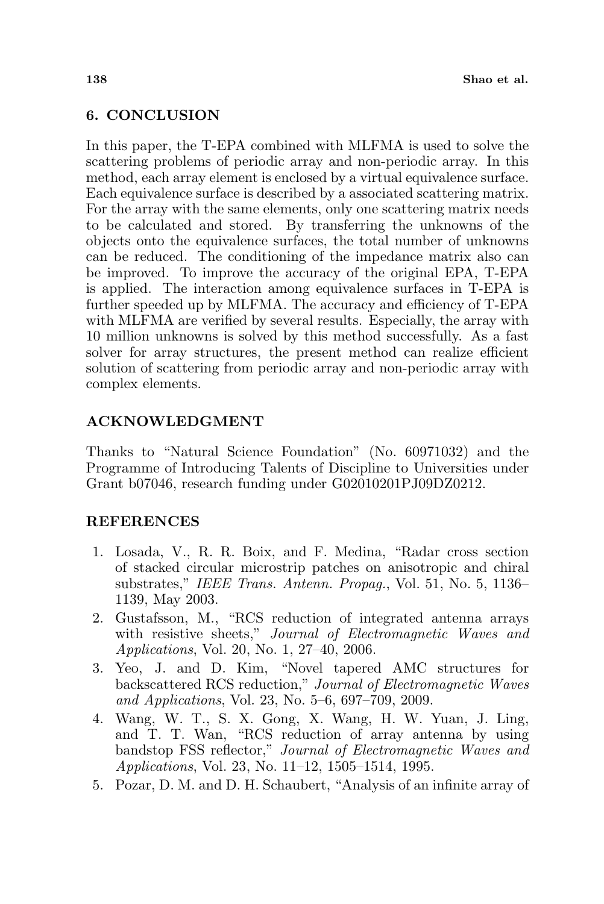## 6. CONCLUSION

In this paper, the T-EPA combined with MLFMA is used to solve the scattering problems of periodic array and non-periodic array. In this method, each array element is enclosed by a virtual equivalence surface. Each equivalence surface is described by a associated scattering matrix. For the array with the same elements, only one scattering matrix needs to be calculated and stored. By transferring the unknowns of the objects onto the equivalence surfaces, the total number of unknowns can be reduced. The conditioning of the impedance matrix also can be improved. To improve the accuracy of the original EPA, T-EPA is applied. The interaction among equivalence surfaces in T-EPA is further speeded up by MLFMA. The accuracy and efficiency of T-EPA with MLFMA are verified by several results. Especially, the array with 10 million unknowns is solved by this method successfully. As a fast solver for array structures, the present method can realize efficient solution of scattering from periodic array and non-periodic array with complex elements.

## ACKNOWLEDGMENT

Thanks to "Natural Science Foundation" (No. 60971032) and the Programme of Introducing Talents of Discipline to Universities under Grant b07046, research funding under G02010201PJ09DZ0212.

## REFERENCES

1. Losada, V., R. R. Boix, and F. Medina, "Radar cross section of stacked circular microstrip patches on anisotropic and chiral substrates," *IEEE Trans. Antenn. Propag.*, Vol. 51, No. 5, 1136–1139, May 2003.
2. Gustafsson, M., "RCS reduction of integrated antenna arrays with resistive sheets," *Journal of Electromagnetic Waves and Applications*, Vol. 20, No. 1, 27–40, 2006.
3. Yeo, J. and D. Kim, "Novel tapered AMC structures for backscattered RCS reduction," *Journal of Electromagnetic Waves and Applications*, Vol. 23, No. 5–6, 697–709, 2009.
4. Wang, W. T., S. X. Gong, X. Wang, H. W. Yuan, J. Ling, and T. T. Wan, "RCS reduction of array antenna by using bandstop FSS reflector," *Journal of Electromagnetic Waves and Applications*, Vol. 23, No. 11–12, 1505–1514, 1995.
5. Pozar, D. M. and D. H. Schaubert, "Analysis of an infinite array of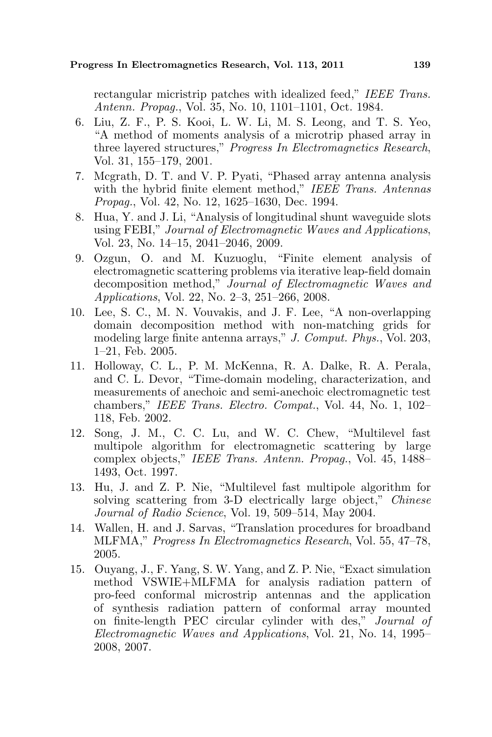rectangular micristrip patches with idealized feed," *IEEE Trans. Antenn. Propag.*, Vol. 35, No. 10, 1101–1101, Oct. 1984.

6. Liu, Z. F., P. S. Kooi, L. W. Li, M. S. Leong, and T. S. Yeo, "A method of moments analysis of a microtrip phased array in three layered structures," *Progress In Electromagnetics Research*, Vol. 31, 155–179, 2001.
7. Mcgrath, D. T. and V. P. Pyati, "Phased array antenna analysis with the hybrid finite element method," *IEEE Trans. Antennas Propag.*, Vol. 42, No. 12, 1625–1630, Dec. 1994.
8. Hua, Y. and J. Li, "Analysis of longitudinal shunt waveguide slots using FEBI," *Journal of Electromagnetic Waves and Applications*, Vol. 23, No. 14–15, 2041–2046, 2009.
9. Ozgun, O. and M. Kuzuoglu, "Finite element analysis of electromagnetic scattering problems via iterative leap-field domain decomposition method," *Journal of Electromagnetic Waves and Applications*, Vol. 22, No. 2–3, 251–266, 2008.
10. Lee, S. C., M. N. Vouvakis, and J. F. Lee, "A non-overlapping domain decomposition method with non-matching grids for modeling large finite antenna arrays," *J. Comput. Phys.*, Vol. 203, 1–21, Feb. 2005.
11. Holloway, C. L., P. M. McKenna, R. A. Dalke, R. A. Perala, and C. L. Devor, "Time-domain modeling, characterization, and measurements of anechoic and semi-anechoic electromagnetic test chambers," *IEEE Trans. Electro. Compat.*, Vol. 44, No. 1, 102–118, Feb. 2002.
12. Song, J. M., C. C. Lu, and W. C. Chew, "Multilevel fast multipole algorithm for electromagnetic scattering by large complex objects," *IEEE Trans. Antenn. Propag.*, Vol. 45, 1488–1493, Oct. 1997.
13. Hu, J. and Z. P. Nie, "Multilevel fast multipole algorithm for solving scattering from 3-D electrically large object," *Chinese Journal of Radio Science*, Vol. 19, 509–514, May 2004.
14. Wallen, H. and J. Sarvas, "Translation procedures for broadband MLFMA," *Progress In Electromagnetics Research*, Vol. 55, 47–78, 2005.
15. Ouyang, J., F. Yang, S. W. Yang, and Z. P. Nie, "Exact simulation method VSWIE+MLFMA for analysis radiation pattern of pro-feed conformal microstrip antennas and the application of synthesis radiation pattern of conformal array mounted on finite-length PEC circular cylinder with des," *Journal of Electromagnetic Waves and Applications*, Vol. 21, No. 14, 1995–2008, 2007.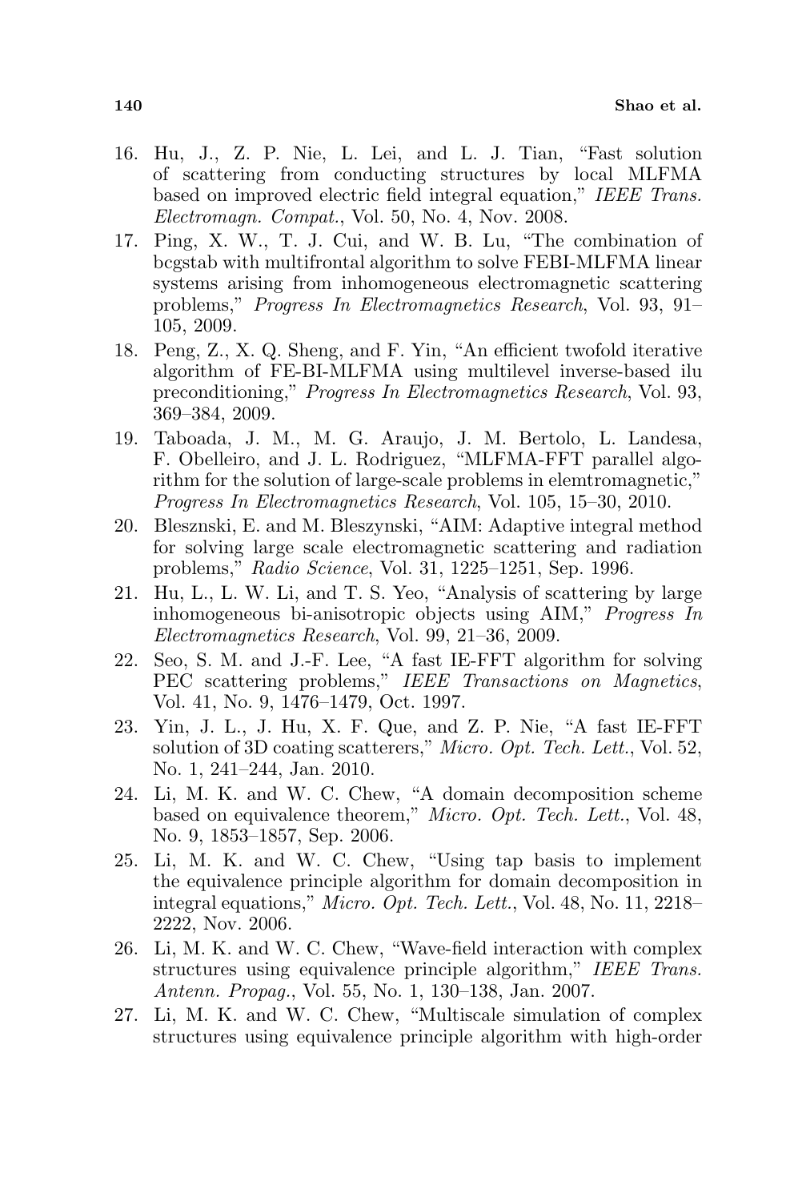16. Hu, J., Z. P. Nie, L. Lei, and L. J. Tian, "Fast solution of scattering from conducting structures by local MLFMA based on improved electric field integral equation," *IEEE Trans. Electromagn. Compat.*, Vol. 50, No. 4, Nov. 2008.
17. Ping, X. W., T. J. Cui, and W. B. Lu, "The combination of bcgstab with multifrontal algorithm to solve FEBI-MLFMA linear systems arising from inhomogeneous electromagnetic scattering problems," *Progress In Electromagnetics Research*, Vol. 93, 91–105, 2009.
18. Peng, Z., X. Q. Sheng, and F. Yin, "An efficient twofold iterative algorithm of FE-BI-MLFMA using multilevel inverse-based ilu preconditioning," *Progress In Electromagnetics Research*, Vol. 93, 369–384, 2009.
19. Taboada, J. M., M. G. Araujo, J. M. Bertolo, L. Landesa, F. Obelleiro, and J. L. Rodriguez, "MLFMA-FFT parallel algorithm for the solution of large-scale problems in elemtromagnetic," *Progress In Electromagnetics Research*, Vol. 105, 15–30, 2010.
20. Blesznski, E. and M. Bleszynski, "AIM: Adaptive integral method for solving large scale electromagnetic scattering and radiation problems," *Radio Science*, Vol. 31, 1225–1251, Sep. 1996.
21. Hu, L., L. W. Li, and T. S. Yeo, "Analysis of scattering by large inhomogeneous bi-anisotropic objects using AIM," *Progress In Electromagnetics Research*, Vol. 99, 21–36, 2009.
22. Seo, S. M. and J.-F. Lee, "A fast IE-FFT algorithm for solving PEC scattering problems," *IEEE Transactions on Magnetics*, Vol. 41, No. 9, 1476–1479, Oct. 1997.
23. Yin, J. L., J. Hu, X. F. Que, and Z. P. Nie, "A fast IE-FFT solution of 3D coating scatterers," *Micro. Opt. Tech. Lett.*, Vol. 52, No. 1, 241–244, Jan. 2010.
24. Li, M. K. and W. C. Chew, "A domain decomposition scheme based on equivalence theorem," *Micro. Opt. Tech. Lett.*, Vol. 48, No. 9, 1853–1857, Sep. 2006.
25. Li, M. K. and W. C. Chew, "Using tap basis to implement the equivalence principle algorithm for domain decomposition in integral equations," *Micro. Opt. Tech. Lett.*, Vol. 48, No. 11, 2218–2222, Nov. 2006.
26. Li, M. K. and W. C. Chew, "Wave-field interaction with complex structures using equivalence principle algorithm," *IEEE Trans. Antenn. Propag.*, Vol. 55, No. 1, 130–138, Jan. 2007.
27. Li, M. K. and W. C. Chew, "Multiscale simulation of complex structures using equivalence principle algorithm with high-order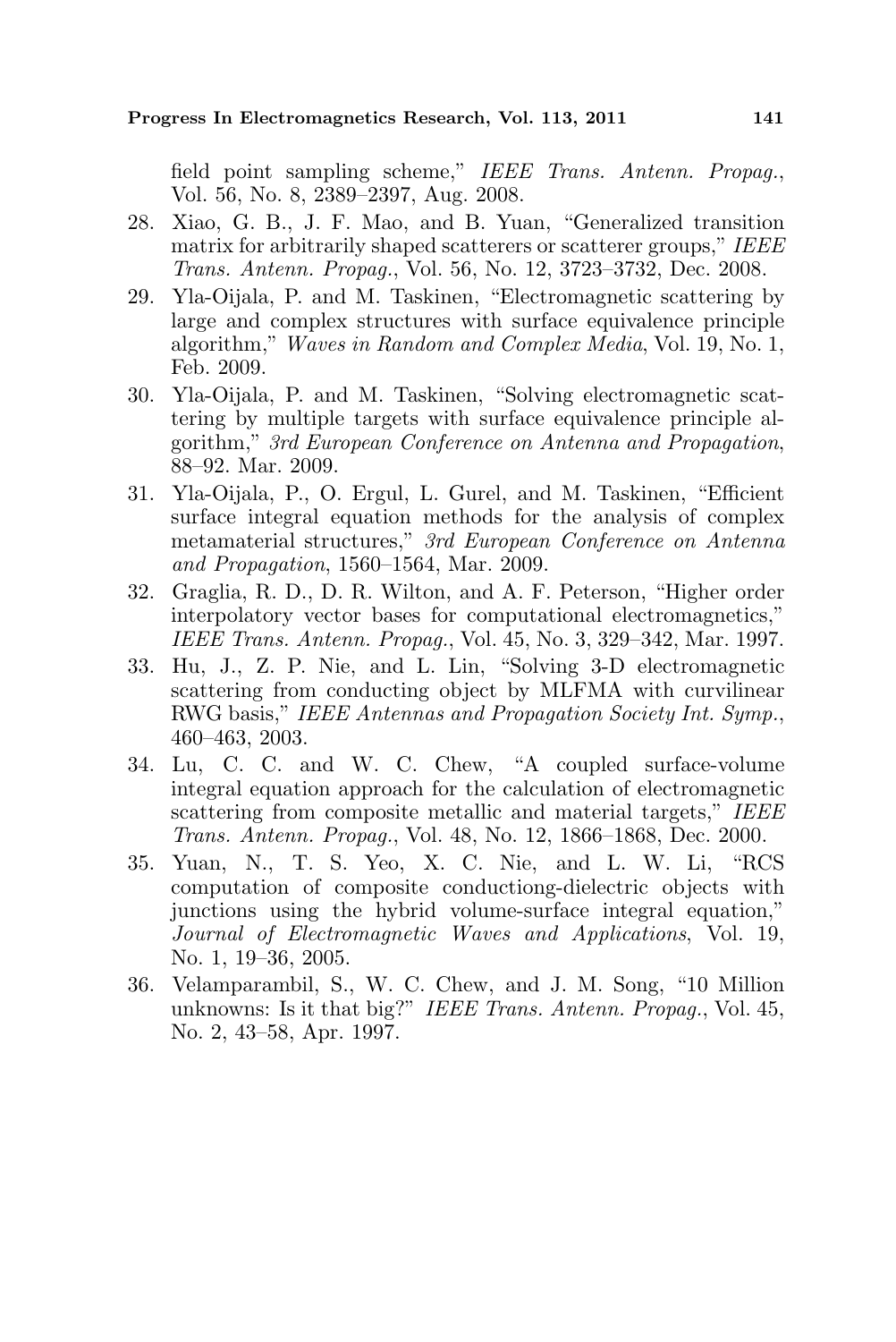field point sampling scheme," *IEEE Trans. Antenn. Propag.*, Vol. 56, No. 8, 2389–2397, Aug. 2008.

28. Xiao, G. B., J. F. Mao, and B. Yuan, "Generalized transition matrix for arbitrarily shaped scatterers or scatterer groups," *IEEE Trans. Antenn. Propag.*, Vol. 56, No. 12, 3723–3732, Dec. 2008.
29. Yla-Oijala, P. and M. Taskinen, "Electromagnetic scattering by large and complex structures with surface equivalence principle algorithm," *Waves in Random and Complex Media*, Vol. 19, No. 1, Feb. 2009.
30. Yla-Oijala, P. and M. Taskinen, "Solving electromagnetic scattering by multiple targets with surface equivalence principle algorithm," *3rd European Conference on Antenna and Propagation*, 88–92. Mar. 2009.
31. Yla-Oijala, P., O. Ergul, L. Gurel, and M. Taskinen, "Efficient surface integral equation methods for the analysis of complex metamaterial structures," *3rd European Conference on Antenna and Propagation*, 1560–1564, Mar. 2009.
32. Graglia, R. D., D. R. Wilton, and A. F. Peterson, "Higher order interpolatory vector bases for computational electromagnetics," *IEEE Trans. Antenn. Propag.*, Vol. 45, No. 3, 329–342, Mar. 1997.
33. Hu, J., Z. P. Nie, and L. Lin, "Solving 3-D electromagnetic scattering from conducting object by MLFMA with curvilinear RWG basis," *IEEE Antennas and Propagation Society Int. Symp.*, 460–463, 2003.
34. Lu, C. C. and W. C. Chew, "A coupled surface-volume integral equation approach for the calculation of electromagnetic scattering from composite metallic and material targets," *IEEE Trans. Antenn. Propag.*, Vol. 48, No. 12, 1866–1868, Dec. 2000.
35. Yuan, N., T. S. Yeo, X. C. Nie, and L. W. Li, "RCS computation of composite conductiong-dielectric objects with junctions using the hybrid volume-surface integral equation," *Journal of Electromagnetic Waves and Applications*, Vol. 19, No. 1, 19–36, 2005.
36. Velamparambil, S., W. C. Chew, and J. M. Song, "10 Million unknowns: Is it that big?" *IEEE Trans. Antenn. Propag.*, Vol. 45, No. 2, 43–58, Apr. 1997.